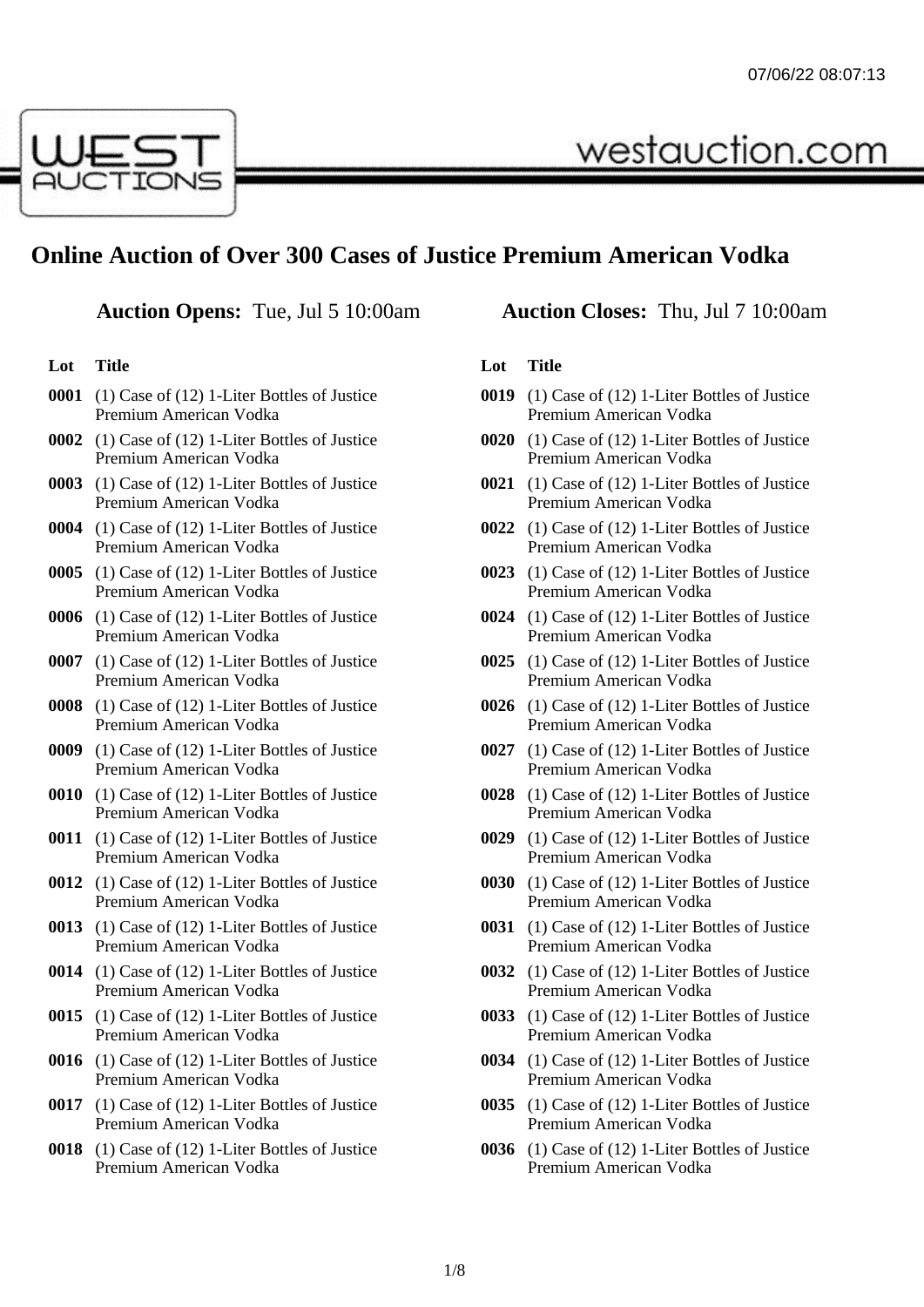# Online Auction of Over 300 Cases of Justice Premium American Vodka

**Auction Opens:** Tue, Jul 5 10:00am

**Auction Closes:** Thu, Jul 7 10:00am

| Lot | Title |
|---|---|
| **0001** | (1) Case of (12) 1-Liter Bottles of Justice Premium American Vodka |
| **0002** | (1) Case of (12) 1-Liter Bottles of Justice Premium American Vodka |
| **0003** | (1) Case of (12) 1-Liter Bottles of Justice Premium American Vodka |
| **0004** | (1) Case of (12) 1-Liter Bottles of Justice Premium American Vodka |
| **0005** | (1) Case of (12) 1-Liter Bottles of Justice Premium American Vodka |
| **0006** | (1) Case of (12) 1-Liter Bottles of Justice Premium American Vodka |
| **0007** | (1) Case of (12) 1-Liter Bottles of Justice Premium American Vodka |
| **0008** | (1) Case of (12) 1-Liter Bottles of Justice Premium American Vodka |
| **0009** | (1) Case of (12) 1-Liter Bottles of Justice Premium American Vodka |
| **0010** | (1) Case of (12) 1-Liter Bottles of Justice Premium American Vodka |
| **0011** | (1) Case of (12) 1-Liter Bottles of Justice Premium American Vodka |
| **0012** | (1) Case of (12) 1-Liter Bottles of Justice Premium American Vodka |
| **0013** | (1) Case of (12) 1-Liter Bottles of Justice Premium American Vodka |
| **0014** | (1) Case of (12) 1-Liter Bottles of Justice Premium American Vodka |
| **0015** | (1) Case of (12) 1-Liter Bottles of Justice Premium American Vodka |
| **0016** | (1) Case of (12) 1-Liter Bottles of Justice Premium American Vodka |
| **0017** | (1) Case of (12) 1-Liter Bottles of Justice Premium American Vodka |
| **0018** | (1) Case of (12) 1-Liter Bottles of Justice Premium American Vodka |
| **0019** | (1) Case of (12) 1-Liter Bottles of Justice Premium American Vodka |
| **0020** | (1) Case of (12) 1-Liter Bottles of Justice Premium American Vodka |
| **0021** | (1) Case of (12) 1-Liter Bottles of Justice Premium American Vodka |
| **0022** | (1) Case of (12) 1-Liter Bottles of Justice Premium American Vodka |
| **0023** | (1) Case of (12) 1-Liter Bottles of Justice Premium American Vodka |
| **0024** | (1) Case of (12) 1-Liter Bottles of Justice Premium American Vodka |
| **0025** | (1) Case of (12) 1-Liter Bottles of Justice Premium American Vodka |
| **0026** | (1) Case of (12) 1-Liter Bottles of Justice Premium American Vodka |
| **0027** | (1) Case of (12) 1-Liter Bottles of Justice Premium American Vodka |
| **0028** | (1) Case of (12) 1-Liter Bottles of Justice Premium American Vodka |
| **0029** | (1) Case of (12) 1-Liter Bottles of Justice Premium American Vodka |
| **0030** | (1) Case of (12) 1-Liter Bottles of Justice Premium American Vodka |
| **0031** | (1) Case of (12) 1-Liter Bottles of Justice Premium American Vodka |
| **0032** | (1) Case of (12) 1-Liter Bottles of Justice Premium American Vodka |
| **0033** | (1) Case of (12) 1-Liter Bottles of Justice Premium American Vodka |
| **0034** | (1) Case of (12) 1-Liter Bottles of Justice Premium American Vodka |
| **0035** | (1) Case of (12) 1-Liter Bottles of Justice Premium American Vodka |
| **0036** | (1) Case of (12) 1-Liter Bottles of Justice Premium American Vodka |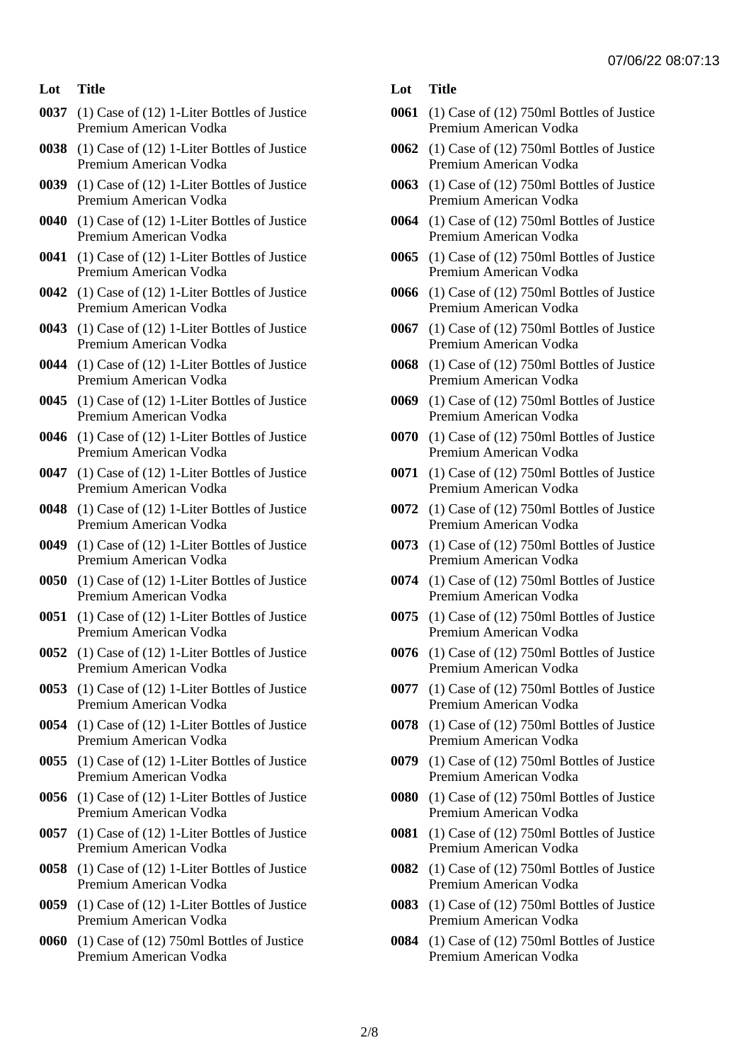| Lot | Title |
| --- | --- |
| 0037 | (1) Case of (12) 1-Liter Bottles of Justice Premium American Vodka |
| 0038 | (1) Case of (12) 1-Liter Bottles of Justice Premium American Vodka |
| 0039 | (1) Case of (12) 1-Liter Bottles of Justice Premium American Vodka |
| 0040 | (1) Case of (12) 1-Liter Bottles of Justice Premium American Vodka |
| 0041 | (1) Case of (12) 1-Liter Bottles of Justice Premium American Vodka |
| 0042 | (1) Case of (12) 1-Liter Bottles of Justice Premium American Vodka |
| 0043 | (1) Case of (12) 1-Liter Bottles of Justice Premium American Vodka |
| 0044 | (1) Case of (12) 1-Liter Bottles of Justice Premium American Vodka |
| 0045 | (1) Case of (12) 1-Liter Bottles of Justice Premium American Vodka |
| 0046 | (1) Case of (12) 1-Liter Bottles of Justice Premium American Vodka |
| 0047 | (1) Case of (12) 1-Liter Bottles of Justice Premium American Vodka |
| 0048 | (1) Case of (12) 1-Liter Bottles of Justice Premium American Vodka |
| 0049 | (1) Case of (12) 1-Liter Bottles of Justice Premium American Vodka |
| 0050 | (1) Case of (12) 1-Liter Bottles of Justice Premium American Vodka |
| 0051 | (1) Case of (12) 1-Liter Bottles of Justice Premium American Vodka |
| 0052 | (1) Case of (12) 1-Liter Bottles of Justice Premium American Vodka |
| 0053 | (1) Case of (12) 1-Liter Bottles of Justice Premium American Vodka |
| 0054 | (1) Case of (12) 1-Liter Bottles of Justice Premium American Vodka |
| 0055 | (1) Case of (12) 1-Liter Bottles of Justice Premium American Vodka |
| 0056 | (1) Case of (12) 1-Liter Bottles of Justice Premium American Vodka |
| 0057 | (1) Case of (12) 1-Liter Bottles of Justice Premium American Vodka |
| 0058 | (1) Case of (12) 1-Liter Bottles of Justice Premium American Vodka |
| 0059 | (1) Case of (12) 1-Liter Bottles of Justice Premium American Vodka |
| 0060 | (1) Case of (12) 750ml Bottles of Justice Premium American Vodka |
| 0061 | (1) Case of (12) 750ml Bottles of Justice Premium American Vodka |
| 0062 | (1) Case of (12) 750ml Bottles of Justice Premium American Vodka |
| 0063 | (1) Case of (12) 750ml Bottles of Justice Premium American Vodka |
| 0064 | (1) Case of (12) 750ml Bottles of Justice Premium American Vodka |
| 0065 | (1) Case of (12) 750ml Bottles of Justice Premium American Vodka |
| 0066 | (1) Case of (12) 750ml Bottles of Justice Premium American Vodka |
| 0067 | (1) Case of (12) 750ml Bottles of Justice Premium American Vodka |
| 0068 | (1) Case of (12) 750ml Bottles of Justice Premium American Vodka |
| 0069 | (1) Case of (12) 750ml Bottles of Justice Premium American Vodka |
| 0070 | (1) Case of (12) 750ml Bottles of Justice Premium American Vodka |
| 0071 | (1) Case of (12) 750ml Bottles of Justice Premium American Vodka |
| 0072 | (1) Case of (12) 750ml Bottles of Justice Premium American Vodka |
| 0073 | (1) Case of (12) 750ml Bottles of Justice Premium American Vodka |
| 0074 | (1) Case of (12) 750ml Bottles of Justice Premium American Vodka |
| 0075 | (1) Case of (12) 750ml Bottles of Justice Premium American Vodka |
| 0076 | (1) Case of (12) 750ml Bottles of Justice Premium American Vodka |
| 0077 | (1) Case of (12) 750ml Bottles of Justice Premium American Vodka |
| 0078 | (1) Case of (12) 750ml Bottles of Justice Premium American Vodka |
| 0079 | (1) Case of (12) 750ml Bottles of Justice Premium American Vodka |
| 0080 | (1) Case of (12) 750ml Bottles of Justice Premium American Vodka |
| 0081 | (1) Case of (12) 750ml Bottles of Justice Premium American Vodka |
| 0082 | (1) Case of (12) 750ml Bottles of Justice Premium American Vodka |
| 0083 | (1) Case of (12) 750ml Bottles of Justice Premium American Vodka |
| 0084 | (1) Case of (12) 750ml Bottles of Justice Premium American Vodka |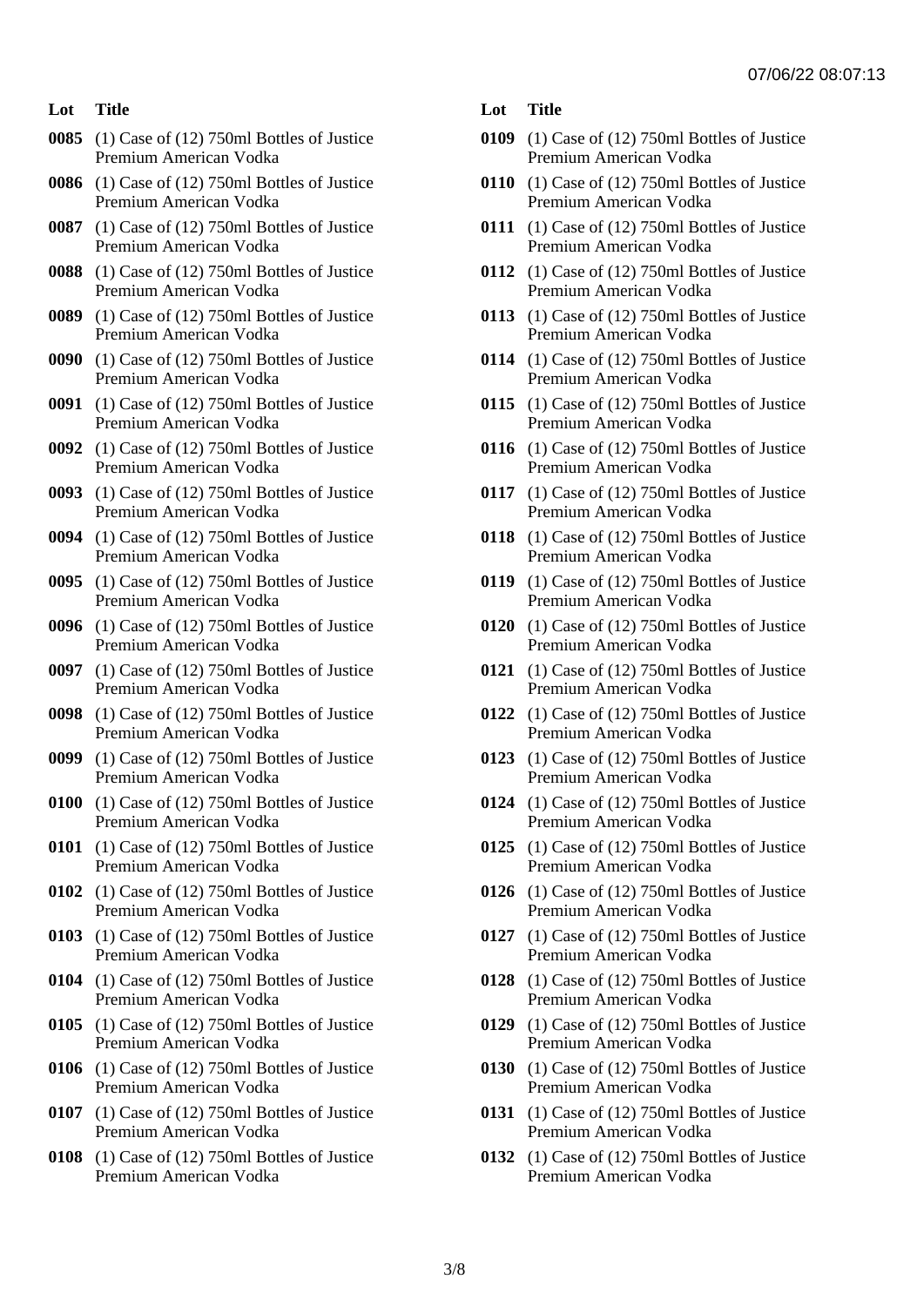| Lot | Title |
|---|---|
| 0085 | (1) Case of (12) 750ml Bottles of Justice Premium American Vodka |
| 0086 | (1) Case of (12) 750ml Bottles of Justice Premium American Vodka |
| 0087 | (1) Case of (12) 750ml Bottles of Justice Premium American Vodka |
| 0088 | (1) Case of (12) 750ml Bottles of Justice Premium American Vodka |
| 0089 | (1) Case of (12) 750ml Bottles of Justice Premium American Vodka |
| 0090 | (1) Case of (12) 750ml Bottles of Justice Premium American Vodka |
| 0091 | (1) Case of (12) 750ml Bottles of Justice Premium American Vodka |
| 0092 | (1) Case of (12) 750ml Bottles of Justice Premium American Vodka |
| 0093 | (1) Case of (12) 750ml Bottles of Justice Premium American Vodka |
| 0094 | (1) Case of (12) 750ml Bottles of Justice Premium American Vodka |
| 0095 | (1) Case of (12) 750ml Bottles of Justice Premium American Vodka |
| 0096 | (1) Case of (12) 750ml Bottles of Justice Premium American Vodka |
| 0097 | (1) Case of (12) 750ml Bottles of Justice Premium American Vodka |
| 0098 | (1) Case of (12) 750ml Bottles of Justice Premium American Vodka |
| 0099 | (1) Case of (12) 750ml Bottles of Justice Premium American Vodka |
| 0100 | (1) Case of (12) 750ml Bottles of Justice Premium American Vodka |
| 0101 | (1) Case of (12) 750ml Bottles of Justice Premium American Vodka |
| 0102 | (1) Case of (12) 750ml Bottles of Justice Premium American Vodka |
| 0103 | (1) Case of (12) 750ml Bottles of Justice Premium American Vodka |
| 0104 | (1) Case of (12) 750ml Bottles of Justice Premium American Vodka |
| 0105 | (1) Case of (12) 750ml Bottles of Justice Premium American Vodka |
| 0106 | (1) Case of (12) 750ml Bottles of Justice Premium American Vodka |
| 0107 | (1) Case of (12) 750ml Bottles of Justice Premium American Vodka |
| 0108 | (1) Case of (12) 750ml Bottles of Justice Premium American Vodka |
| 0109 | (1) Case of (12) 750ml Bottles of Justice Premium American Vodka |
| 0110 | (1) Case of (12) 750ml Bottles of Justice Premium American Vodka |
| 0111 | (1) Case of (12) 750ml Bottles of Justice Premium American Vodka |
| 0112 | (1) Case of (12) 750ml Bottles of Justice Premium American Vodka |
| 0113 | (1) Case of (12) 750ml Bottles of Justice Premium American Vodka |
| 0114 | (1) Case of (12) 750ml Bottles of Justice Premium American Vodka |
| 0115 | (1) Case of (12) 750ml Bottles of Justice Premium American Vodka |
| 0116 | (1) Case of (12) 750ml Bottles of Justice Premium American Vodka |
| 0117 | (1) Case of (12) 750ml Bottles of Justice Premium American Vodka |
| 0118 | (1) Case of (12) 750ml Bottles of Justice Premium American Vodka |
| 0119 | (1) Case of (12) 750ml Bottles of Justice Premium American Vodka |
| 0120 | (1) Case of (12) 750ml Bottles of Justice Premium American Vodka |
| 0121 | (1) Case of (12) 750ml Bottles of Justice Premium American Vodka |
| 0122 | (1) Case of (12) 750ml Bottles of Justice Premium American Vodka |
| 0123 | (1) Case of (12) 750ml Bottles of Justice Premium American Vodka |
| 0124 | (1) Case of (12) 750ml Bottles of Justice Premium American Vodka |
| 0125 | (1) Case of (12) 750ml Bottles of Justice Premium American Vodka |
| 0126 | (1) Case of (12) 750ml Bottles of Justice Premium American Vodka |
| 0127 | (1) Case of (12) 750ml Bottles of Justice Premium American Vodka |
| 0128 | (1) Case of (12) 750ml Bottles of Justice Premium American Vodka |
| 0129 | (1) Case of (12) 750ml Bottles of Justice Premium American Vodka |
| 0130 | (1) Case of (12) 750ml Bottles of Justice Premium American Vodka |
| 0131 | (1) Case of (12) 750ml Bottles of Justice Premium American Vodka |
| 0132 | (1) Case of (12) 750ml Bottles of Justice Premium American Vodka |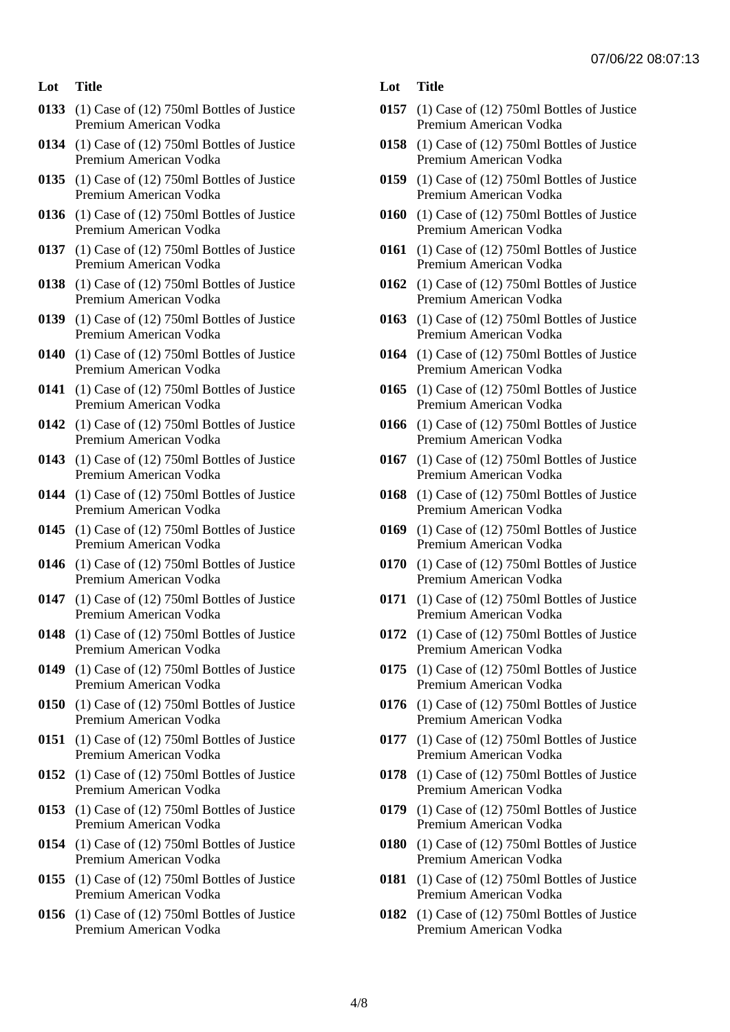07/06/22 08:07:13

| Lot | Title |
|---|---|
| 0133 | (1) Case of (12) 750ml Bottles of Justice Premium American Vodka |
| 0134 | (1) Case of (12) 750ml Bottles of Justice Premium American Vodka |
| 0135 | (1) Case of (12) 750ml Bottles of Justice Premium American Vodka |
| 0136 | (1) Case of (12) 750ml Bottles of Justice Premium American Vodka |
| 0137 | (1) Case of (12) 750ml Bottles of Justice Premium American Vodka |
| 0138 | (1) Case of (12) 750ml Bottles of Justice Premium American Vodka |
| 0139 | (1) Case of (12) 750ml Bottles of Justice Premium American Vodka |
| 0140 | (1) Case of (12) 750ml Bottles of Justice Premium American Vodka |
| 0141 | (1) Case of (12) 750ml Bottles of Justice Premium American Vodka |
| 0142 | (1) Case of (12) 750ml Bottles of Justice Premium American Vodka |
| 0143 | (1) Case of (12) 750ml Bottles of Justice Premium American Vodka |
| 0144 | (1) Case of (12) 750ml Bottles of Justice Premium American Vodka |
| 0145 | (1) Case of (12) 750ml Bottles of Justice Premium American Vodka |
| 0146 | (1) Case of (12) 750ml Bottles of Justice Premium American Vodka |
| 0147 | (1) Case of (12) 750ml Bottles of Justice Premium American Vodka |
| 0148 | (1) Case of (12) 750ml Bottles of Justice Premium American Vodka |
| 0149 | (1) Case of (12) 750ml Bottles of Justice Premium American Vodka |
| 0150 | (1) Case of (12) 750ml Bottles of Justice Premium American Vodka |
| 0151 | (1) Case of (12) 750ml Bottles of Justice Premium American Vodka |
| 0152 | (1) Case of (12) 750ml Bottles of Justice Premium American Vodka |
| 0153 | (1) Case of (12) 750ml Bottles of Justice Premium American Vodka |
| 0154 | (1) Case of (12) 750ml Bottles of Justice Premium American Vodka |
| 0155 | (1) Case of (12) 750ml Bottles of Justice Premium American Vodka |
| 0156 | (1) Case of (12) 750ml Bottles of Justice Premium American Vodka |
| 0157 | (1) Case of (12) 750ml Bottles of Justice Premium American Vodka |
| 0158 | (1) Case of (12) 750ml Bottles of Justice Premium American Vodka |
| 0159 | (1) Case of (12) 750ml Bottles of Justice Premium American Vodka |
| 0160 | (1) Case of (12) 750ml Bottles of Justice Premium American Vodka |
| 0161 | (1) Case of (12) 750ml Bottles of Justice Premium American Vodka |
| 0162 | (1) Case of (12) 750ml Bottles of Justice Premium American Vodka |
| 0163 | (1) Case of (12) 750ml Bottles of Justice Premium American Vodka |
| 0164 | (1) Case of (12) 750ml Bottles of Justice Premium American Vodka |
| 0165 | (1) Case of (12) 750ml Bottles of Justice Premium American Vodka |
| 0166 | (1) Case of (12) 750ml Bottles of Justice Premium American Vodka |
| 0167 | (1) Case of (12) 750ml Bottles of Justice Premium American Vodka |
| 0168 | (1) Case of (12) 750ml Bottles of Justice Premium American Vodka |
| 0169 | (1) Case of (12) 750ml Bottles of Justice Premium American Vodka |
| 0170 | (1) Case of (12) 750ml Bottles of Justice Premium American Vodka |
| 0171 | (1) Case of (12) 750ml Bottles of Justice Premium American Vodka |
| 0172 | (1) Case of (12) 750ml Bottles of Justice Premium American Vodka |
| 0175 | (1) Case of (12) 750ml Bottles of Justice Premium American Vodka |
| 0176 | (1) Case of (12) 750ml Bottles of Justice Premium American Vodka |
| 0177 | (1) Case of (12) 750ml Bottles of Justice Premium American Vodka |
| 0178 | (1) Case of (12) 750ml Bottles of Justice Premium American Vodka |
| 0179 | (1) Case of (12) 750ml Bottles of Justice Premium American Vodka |
| 0180 | (1) Case of (12) 750ml Bottles of Justice Premium American Vodka |
| 0181 | (1) Case of (12) 750ml Bottles of Justice Premium American Vodka |
| 0182 | (1) Case of (12) 750ml Bottles of Justice Premium American Vodka |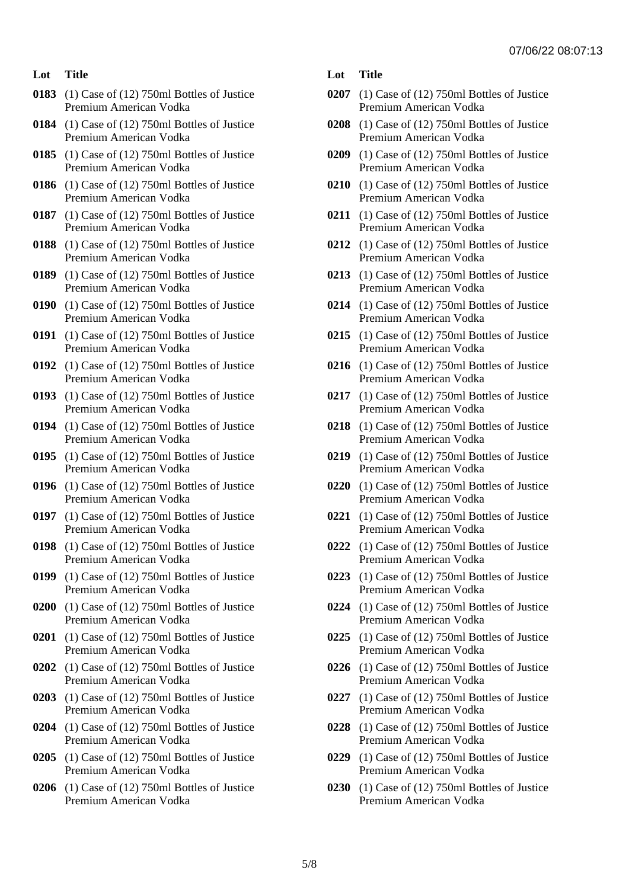| Lot | Title |
| --- | --- |
| 0183 | (1) Case of (12) 750ml Bottles of Justice Premium American Vodka |
| 0184 | (1) Case of (12) 750ml Bottles of Justice Premium American Vodka |
| 0185 | (1) Case of (12) 750ml Bottles of Justice Premium American Vodka |
| 0186 | (1) Case of (12) 750ml Bottles of Justice Premium American Vodka |
| 0187 | (1) Case of (12) 750ml Bottles of Justice Premium American Vodka |
| 0188 | (1) Case of (12) 750ml Bottles of Justice Premium American Vodka |
| 0189 | (1) Case of (12) 750ml Bottles of Justice Premium American Vodka |
| 0190 | (1) Case of (12) 750ml Bottles of Justice Premium American Vodka |
| 0191 | (1) Case of (12) 750ml Bottles of Justice Premium American Vodka |
| 0192 | (1) Case of (12) 750ml Bottles of Justice Premium American Vodka |
| 0193 | (1) Case of (12) 750ml Bottles of Justice Premium American Vodka |
| 0194 | (1) Case of (12) 750ml Bottles of Justice Premium American Vodka |
| 0195 | (1) Case of (12) 750ml Bottles of Justice Premium American Vodka |
| 0196 | (1) Case of (12) 750ml Bottles of Justice Premium American Vodka |
| 0197 | (1) Case of (12) 750ml Bottles of Justice Premium American Vodka |
| 0198 | (1) Case of (12) 750ml Bottles of Justice Premium American Vodka |
| 0199 | (1) Case of (12) 750ml Bottles of Justice Premium American Vodka |
| 0200 | (1) Case of (12) 750ml Bottles of Justice Premium American Vodka |
| 0201 | (1) Case of (12) 750ml Bottles of Justice Premium American Vodka |
| 0202 | (1) Case of (12) 750ml Bottles of Justice Premium American Vodka |
| 0203 | (1) Case of (12) 750ml Bottles of Justice Premium American Vodka |
| 0204 | (1) Case of (12) 750ml Bottles of Justice Premium American Vodka |
| 0205 | (1) Case of (12) 750ml Bottles of Justice Premium American Vodka |
| 0206 | (1) Case of (12) 750ml Bottles of Justice Premium American Vodka |
| 0207 | (1) Case of (12) 750ml Bottles of Justice Premium American Vodka |
| 0208 | (1) Case of (12) 750ml Bottles of Justice Premium American Vodka |
| 0209 | (1) Case of (12) 750ml Bottles of Justice Premium American Vodka |
| 0210 | (1) Case of (12) 750ml Bottles of Justice Premium American Vodka |
| 0211 | (1) Case of (12) 750ml Bottles of Justice Premium American Vodka |
| 0212 | (1) Case of (12) 750ml Bottles of Justice Premium American Vodka |
| 0213 | (1) Case of (12) 750ml Bottles of Justice Premium American Vodka |
| 0214 | (1) Case of (12) 750ml Bottles of Justice Premium American Vodka |
| 0215 | (1) Case of (12) 750ml Bottles of Justice Premium American Vodka |
| 0216 | (1) Case of (12) 750ml Bottles of Justice Premium American Vodka |
| 0217 | (1) Case of (12) 750ml Bottles of Justice Premium American Vodka |
| 0218 | (1) Case of (12) 750ml Bottles of Justice Premium American Vodka |
| 0219 | (1) Case of (12) 750ml Bottles of Justice Premium American Vodka |
| 0220 | (1) Case of (12) 750ml Bottles of Justice Premium American Vodka |
| 0221 | (1) Case of (12) 750ml Bottles of Justice Premium American Vodka |
| 0222 | (1) Case of (12) 750ml Bottles of Justice Premium American Vodka |
| 0223 | (1) Case of (12) 750ml Bottles of Justice Premium American Vodka |
| 0224 | (1) Case of (12) 750ml Bottles of Justice Premium American Vodka |
| 0225 | (1) Case of (12) 750ml Bottles of Justice Premium American Vodka |
| 0226 | (1) Case of (12) 750ml Bottles of Justice Premium American Vodka |
| 0227 | (1) Case of (12) 750ml Bottles of Justice Premium American Vodka |
| 0228 | (1) Case of (12) 750ml Bottles of Justice Premium American Vodka |
| 0229 | (1) Case of (12) 750ml Bottles of Justice Premium American Vodka |
| 0230 | (1) Case of (12) 750ml Bottles of Justice Premium American Vodka |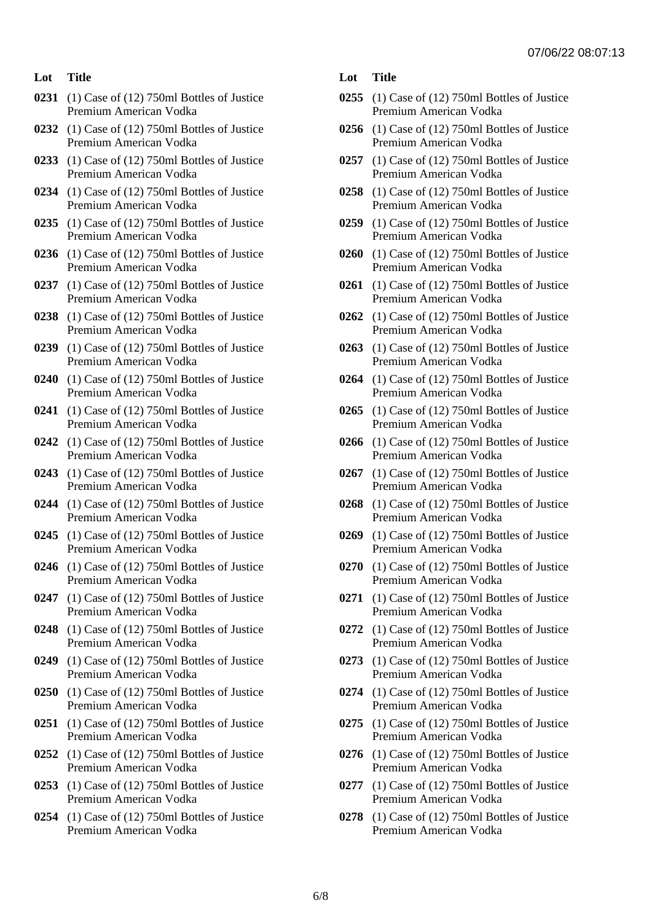| Lot | Title |
|---|---|
| 0231 | (1) Case of (12) 750ml Bottles of Justice Premium American Vodka |
| 0232 | (1) Case of (12) 750ml Bottles of Justice Premium American Vodka |
| 0233 | (1) Case of (12) 750ml Bottles of Justice Premium American Vodka |
| 0234 | (1) Case of (12) 750ml Bottles of Justice Premium American Vodka |
| 0235 | (1) Case of (12) 750ml Bottles of Justice Premium American Vodka |
| 0236 | (1) Case of (12) 750ml Bottles of Justice Premium American Vodka |
| 0237 | (1) Case of (12) 750ml Bottles of Justice Premium American Vodka |
| 0238 | (1) Case of (12) 750ml Bottles of Justice Premium American Vodka |
| 0239 | (1) Case of (12) 750ml Bottles of Justice Premium American Vodka |
| 0240 | (1) Case of (12) 750ml Bottles of Justice Premium American Vodka |
| 0241 | (1) Case of (12) 750ml Bottles of Justice Premium American Vodka |
| 0242 | (1) Case of (12) 750ml Bottles of Justice Premium American Vodka |
| 0243 | (1) Case of (12) 750ml Bottles of Justice Premium American Vodka |
| 0244 | (1) Case of (12) 750ml Bottles of Justice Premium American Vodka |
| 0245 | (1) Case of (12) 750ml Bottles of Justice Premium American Vodka |
| 0246 | (1) Case of (12) 750ml Bottles of Justice Premium American Vodka |
| 0247 | (1) Case of (12) 750ml Bottles of Justice Premium American Vodka |
| 0248 | (1) Case of (12) 750ml Bottles of Justice Premium American Vodka |
| 0249 | (1) Case of (12) 750ml Bottles of Justice Premium American Vodka |
| 0250 | (1) Case of (12) 750ml Bottles of Justice Premium American Vodka |
| 0251 | (1) Case of (12) 750ml Bottles of Justice Premium American Vodka |
| 0252 | (1) Case of (12) 750ml Bottles of Justice Premium American Vodka |
| 0253 | (1) Case of (12) 750ml Bottles of Justice Premium American Vodka |
| 0254 | (1) Case of (12) 750ml Bottles of Justice Premium American Vodka |
| 0255 | (1) Case of (12) 750ml Bottles of Justice Premium American Vodka |
| 0256 | (1) Case of (12) 750ml Bottles of Justice Premium American Vodka |
| 0257 | (1) Case of (12) 750ml Bottles of Justice Premium American Vodka |
| 0258 | (1) Case of (12) 750ml Bottles of Justice Premium American Vodka |
| 0259 | (1) Case of (12) 750ml Bottles of Justice Premium American Vodka |
| 0260 | (1) Case of (12) 750ml Bottles of Justice Premium American Vodka |
| 0261 | (1) Case of (12) 750ml Bottles of Justice Premium American Vodka |
| 0262 | (1) Case of (12) 750ml Bottles of Justice Premium American Vodka |
| 0263 | (1) Case of (12) 750ml Bottles of Justice Premium American Vodka |
| 0264 | (1) Case of (12) 750ml Bottles of Justice Premium American Vodka |
| 0265 | (1) Case of (12) 750ml Bottles of Justice Premium American Vodka |
| 0266 | (1) Case of (12) 750ml Bottles of Justice Premium American Vodka |
| 0267 | (1) Case of (12) 750ml Bottles of Justice Premium American Vodka |
| 0268 | (1) Case of (12) 750ml Bottles of Justice Premium American Vodka |
| 0269 | (1) Case of (12) 750ml Bottles of Justice Premium American Vodka |
| 0270 | (1) Case of (12) 750ml Bottles of Justice Premium American Vodka |
| 0271 | (1) Case of (12) 750ml Bottles of Justice Premium American Vodka |
| 0272 | (1) Case of (12) 750ml Bottles of Justice Premium American Vodka |
| 0273 | (1) Case of (12) 750ml Bottles of Justice Premium American Vodka |
| 0274 | (1) Case of (12) 750ml Bottles of Justice Premium American Vodka |
| 0275 | (1) Case of (12) 750ml Bottles of Justice Premium American Vodka |
| 0276 | (1) Case of (12) 750ml Bottles of Justice Premium American Vodka |
| 0277 | (1) Case of (12) 750ml Bottles of Justice Premium American Vodka |
| 0278 | (1) Case of (12) 750ml Bottles of Justice Premium American Vodka |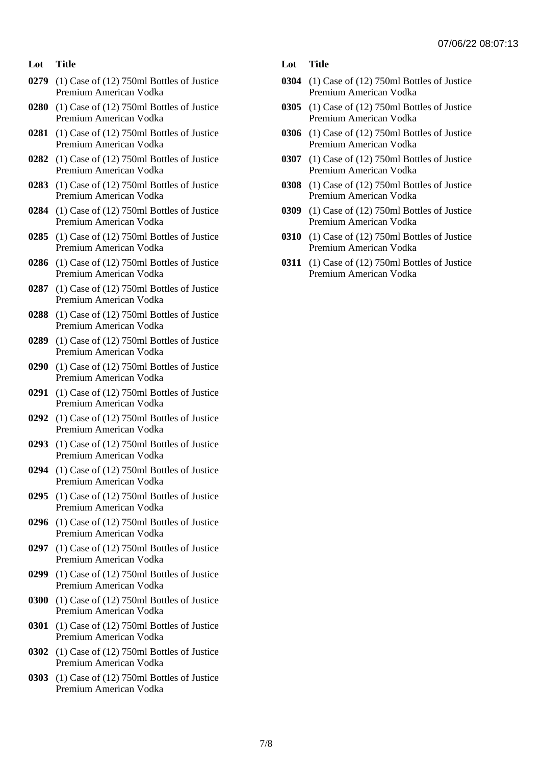| Lot | Title |
|---|---|
| 0279 | (1) Case of (12) 750ml Bottles of Justice Premium American Vodka |
| 0280 | (1) Case of (12) 750ml Bottles of Justice Premium American Vodka |
| 0281 | (1) Case of (12) 750ml Bottles of Justice Premium American Vodka |
| 0282 | (1) Case of (12) 750ml Bottles of Justice Premium American Vodka |
| 0283 | (1) Case of (12) 750ml Bottles of Justice Premium American Vodka |
| 0284 | (1) Case of (12) 750ml Bottles of Justice Premium American Vodka |
| 0285 | (1) Case of (12) 750ml Bottles of Justice Premium American Vodka |
| 0286 | (1) Case of (12) 750ml Bottles of Justice Premium American Vodka |
| 0287 | (1) Case of (12) 750ml Bottles of Justice Premium American Vodka |
| 0288 | (1) Case of (12) 750ml Bottles of Justice Premium American Vodka |
| 0289 | (1) Case of (12) 750ml Bottles of Justice Premium American Vodka |
| 0290 | (1) Case of (12) 750ml Bottles of Justice Premium American Vodka |
| 0291 | (1) Case of (12) 750ml Bottles of Justice Premium American Vodka |
| 0292 | (1) Case of (12) 750ml Bottles of Justice Premium American Vodka |
| 0293 | (1) Case of (12) 750ml Bottles of Justice Premium American Vodka |
| 0294 | (1) Case of (12) 750ml Bottles of Justice Premium American Vodka |
| 0295 | (1) Case of (12) 750ml Bottles of Justice Premium American Vodka |
| 0296 | (1) Case of (12) 750ml Bottles of Justice Premium American Vodka |
| 0297 | (1) Case of (12) 750ml Bottles of Justice Premium American Vodka |
| 0299 | (1) Case of (12) 750ml Bottles of Justice Premium American Vodka |
| 0300 | (1) Case of (12) 750ml Bottles of Justice Premium American Vodka |
| 0301 | (1) Case of (12) 750ml Bottles of Justice Premium American Vodka |
| 0302 | (1) Case of (12) 750ml Bottles of Justice Premium American Vodka |
| 0303 | (1) Case of (12) 750ml Bottles of Justice Premium American Vodka |
| 0304 | (1) Case of (12) 750ml Bottles of Justice Premium American Vodka |
| 0305 | (1) Case of (12) 750ml Bottles of Justice Premium American Vodka |
| 0306 | (1) Case of (12) 750ml Bottles of Justice Premium American Vodka |
| 0307 | (1) Case of (12) 750ml Bottles of Justice Premium American Vodka |
| 0308 | (1) Case of (12) 750ml Bottles of Justice Premium American Vodka |
| 0309 | (1) Case of (12) 750ml Bottles of Justice Premium American Vodka |
| 0310 | (1) Case of (12) 750ml Bottles of Justice Premium American Vodka |
| 0311 | (1) Case of (12) 750ml Bottles of Justice Premium American Vodka |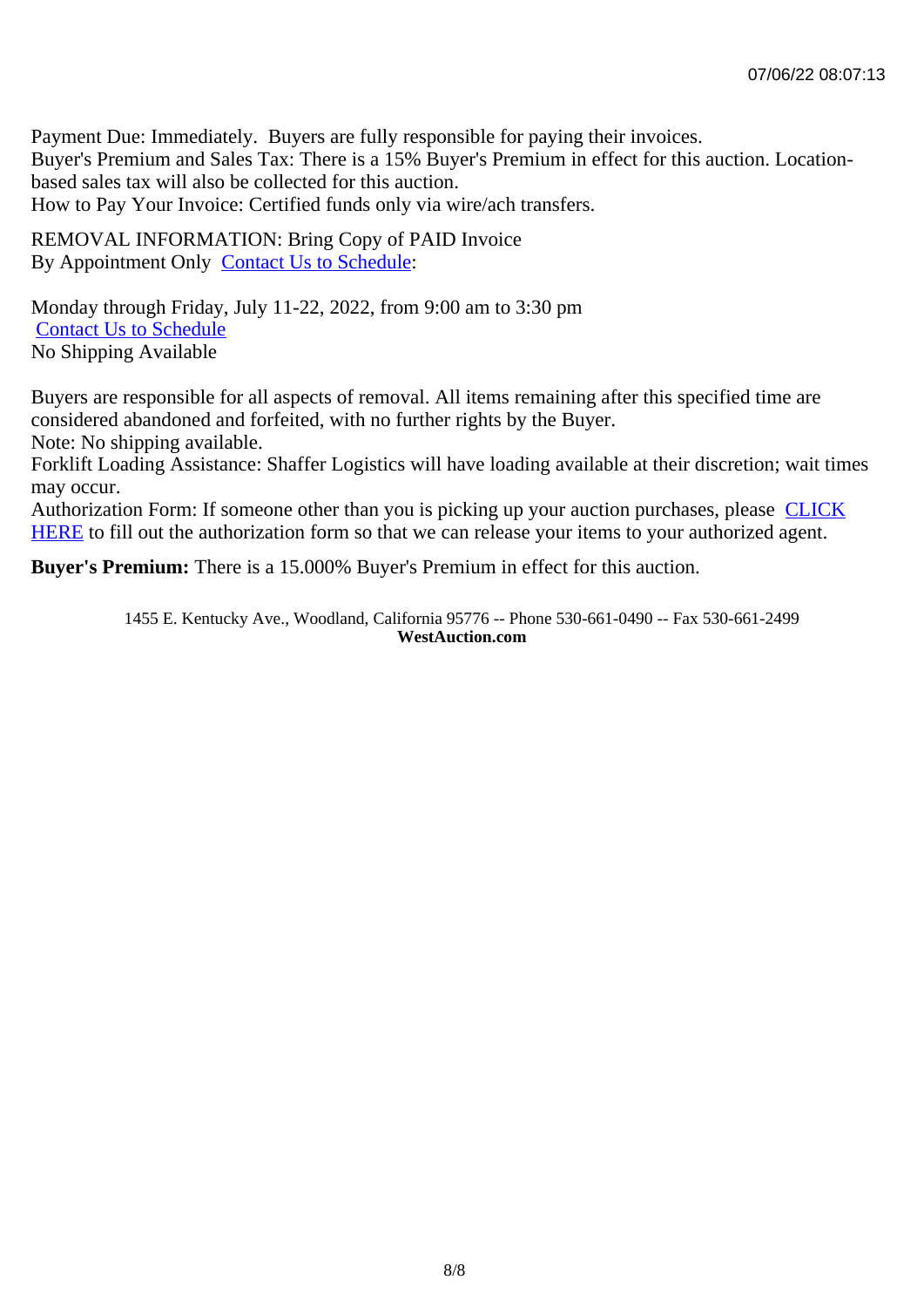Payment Due: Immediately. Buyers are fully responsible for paying their invoices.
Buyer's Premium and Sales Tax: There is a 15% Buyer's Premium in effect for this auction. Location-based sales tax will also be collected for this auction.
How to Pay Your Invoice: Certified funds only via wire/ach transfers.

REMOVAL INFORMATION: Bring Copy of PAID Invoice
By Appointment Only Contact Us to Schedule:

Monday through Friday, July 11-22, 2022, from 9:00 am to 3:30 pm
Contact Us to Schedule
No Shipping Available

Buyers are responsible for all aspects of removal. All items remaining after this specified time are considered abandoned and forfeited, with no further rights by the Buyer.
Note: No shipping available.
Forklift Loading Assistance: Shaffer Logistics will have loading available at their discretion; wait times may occur.
Authorization Form: If someone other than you is picking up your auction purchases, please CLICK HERE to fill out the authorization form so that we can release your items to your authorized agent.

**Buyer's Premium:** There is a 15.000% Buyer's Premium in effect for this auction.

1455 E. Kentucky Ave., Woodland, California 95776 -- Phone 530-661-0490 -- Fax 530-661-2499
**WestAuction.com**